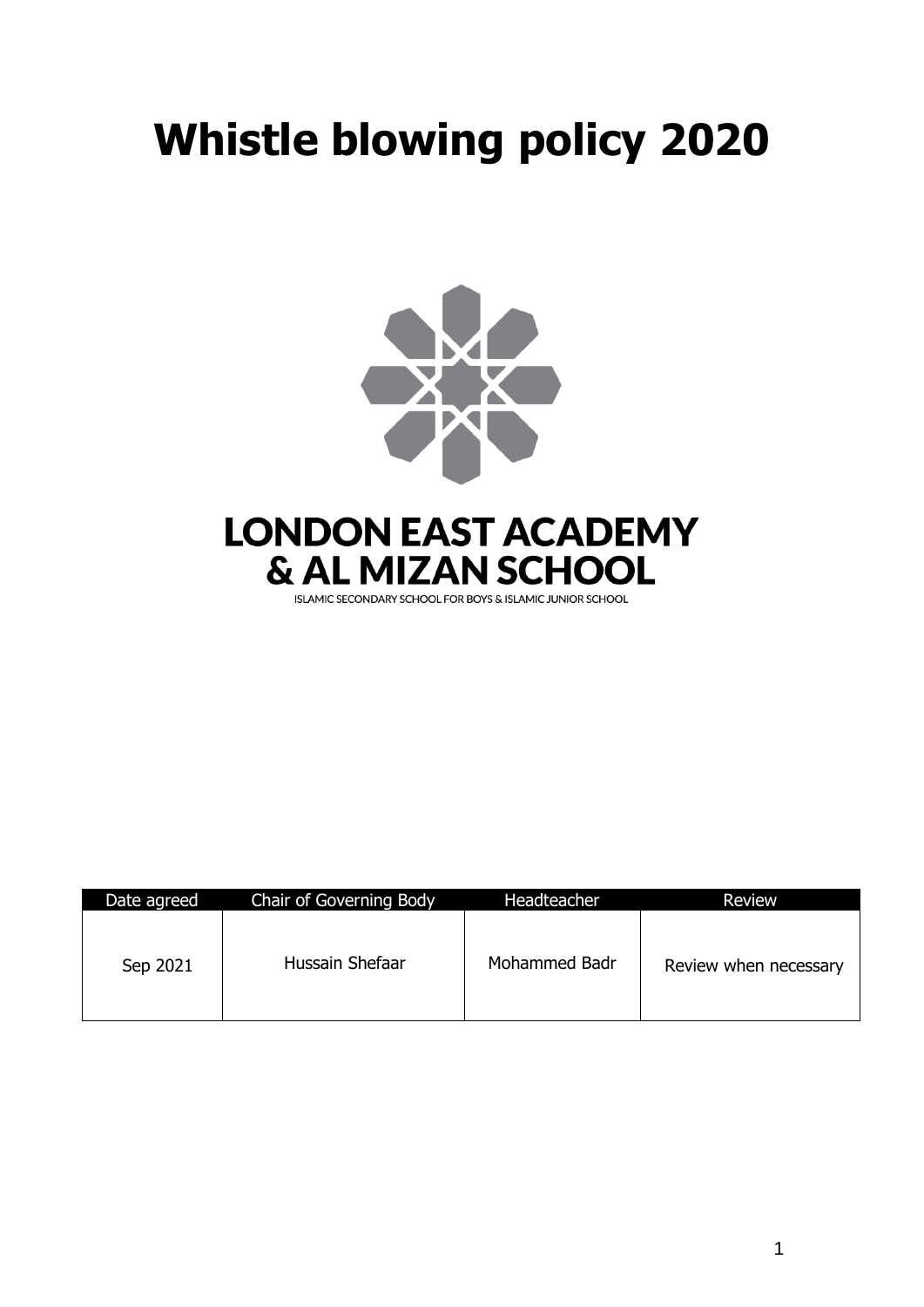# Whistle blowing policy 2020

LONDON EAST ACADEMY
& AL MIZAN SCHOOL

ISLAMIC SECONDARY SCHOOL FOR BOYS & ISLAMIC JUNIOR SCHOOL

| Date agreed | Chair of Governing Body | Headteacher | Review |
| --- | --- | --- | --- |
| Sep 2021 | Hussain Shefaar | Mohammed Badr | Review when necessary |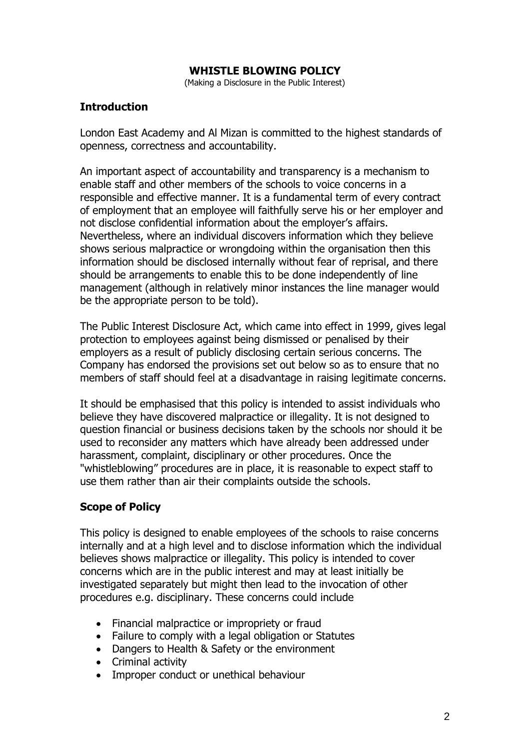# WHISTLE BLOWING POLICY

(Making a Disclosure in the Public Interest)

## Introduction

London East Academy and Al Mizan is committed to the highest standards of openness, correctness and accountability.

An important aspect of accountability and transparency is a mechanism to enable staff and other members of the schools to voice concerns in a responsible and effective manner. It is a fundamental term of every contract of employment that an employee will faithfully serve his or her employer and not disclose confidential information about the employer's affairs. Nevertheless, where an individual discovers information which they believe shows serious malpractice or wrongdoing within the organisation then this information should be disclosed internally without fear of reprisal, and there should be arrangements to enable this to be done independently of line management (although in relatively minor instances the line manager would be the appropriate person to be told).

The Public Interest Disclosure Act, which came into effect in 1999, gives legal protection to employees against being dismissed or penalised by their employers as a result of publicly disclosing certain serious concerns. The Company has endorsed the provisions set out below so as to ensure that no members of staff should feel at a disadvantage in raising legitimate concerns.

It should be emphasised that this policy is intended to assist individuals who believe they have discovered malpractice or illegality. It is not designed to question financial or business decisions taken by the schools nor should it be used to reconsider any matters which have already been addressed under harassment, complaint, disciplinary or other procedures. Once the "whistleblowing" procedures are in place, it is reasonable to expect staff to use them rather than air their complaints outside the schools.

## Scope of Policy

This policy is designed to enable employees of the schools to raise concerns internally and at a high level and to disclose information which the individual believes shows malpractice or illegality. This policy is intended to cover concerns which are in the public interest and may at least initially be investigated separately but might then lead to the invocation of other procedures e.g. disciplinary. These concerns could include

- Financial malpractice or impropriety or fraud
- Failure to comply with a legal obligation or Statutes
- Dangers to Health & Safety or the environment
- Criminal activity
- Improper conduct or unethical behaviour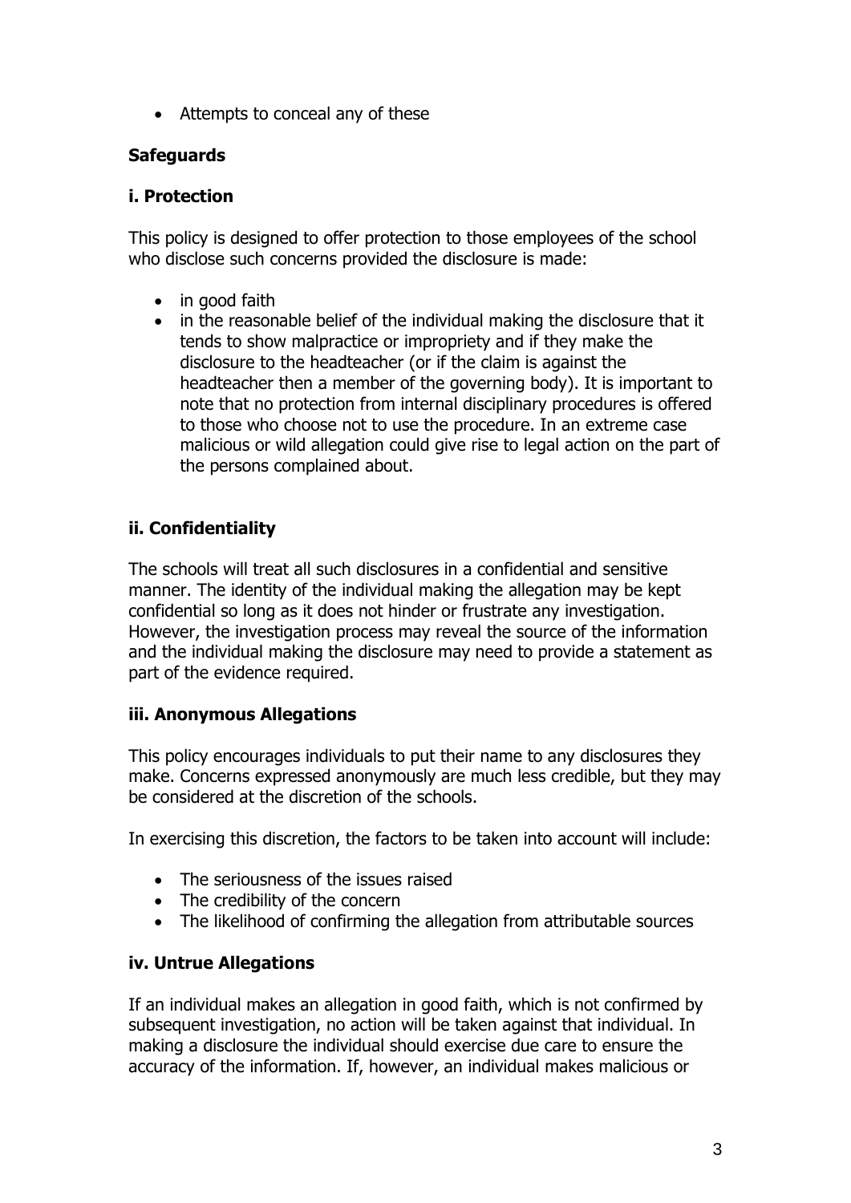- Attempts to conceal any of these

**Safeguards**

**i. Protection**

This policy is designed to offer protection to those employees of the school who disclose such concerns provided the disclosure is made:

- in good faith
- in the reasonable belief of the individual making the disclosure that it tends to show malpractice or impropriety and if they make the disclosure to the headteacher (or if the claim is against the headteacher then a member of the governing body). It is important to note that no protection from internal disciplinary procedures is offered to those who choose not to use the procedure. In an extreme case malicious or wild allegation could give rise to legal action on the part of the persons complained about.

**ii. Confidentiality**

The schools will treat all such disclosures in a confidential and sensitive manner. The identity of the individual making the allegation may be kept confidential so long as it does not hinder or frustrate any investigation. However, the investigation process may reveal the source of the information and the individual making the disclosure may need to provide a statement as part of the evidence required.

**iii. Anonymous Allegations**

This policy encourages individuals to put their name to any disclosures they make. Concerns expressed anonymously are much less credible, but they may be considered at the discretion of the schools.

In exercising this discretion, the factors to be taken into account will include:

- The seriousness of the issues raised
- The credibility of the concern
- The likelihood of confirming the allegation from attributable sources

**iv. Untrue Allegations**

If an individual makes an allegation in good faith, which is not confirmed by subsequent investigation, no action will be taken against that individual. In making a disclosure the individual should exercise due care to ensure the accuracy of the information. If, however, an individual makes malicious or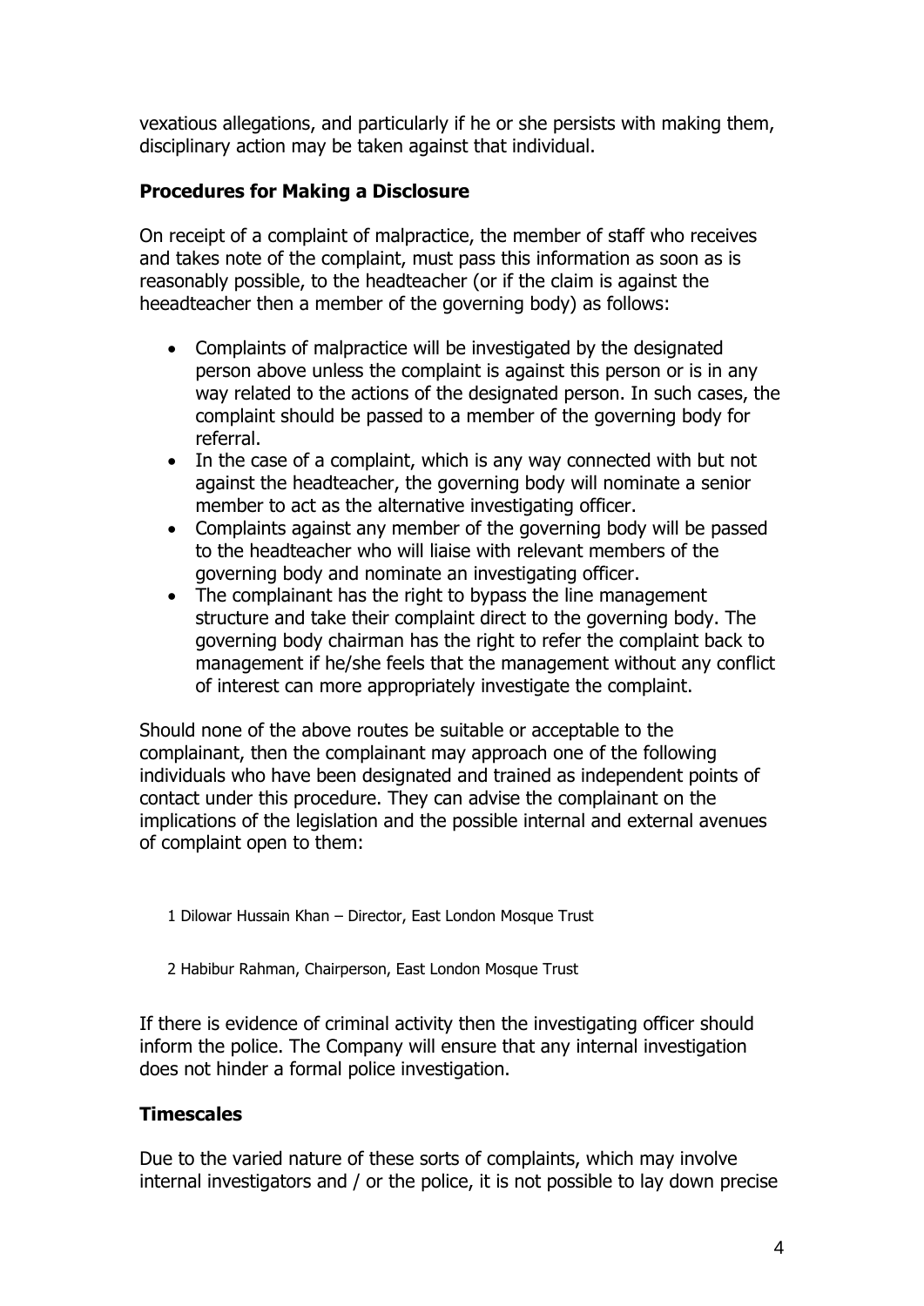vexatious allegations, and particularly if he or she persists with making them, disciplinary action may be taken against that individual.

**Procedures for Making a Disclosure**

On receipt of a complaint of malpractice, the member of staff who receives and takes note of the complaint, must pass this information as soon as is reasonably possible, to the headteacher (or if the claim is against the heeadteacher then a member of the governing body) as follows:

- Complaints of malpractice will be investigated by the designated person above unless the complaint is against this person or is in any way related to the actions of the designated person. In such cases, the complaint should be passed to a member of the governing body for referral.
- In the case of a complaint, which is any way connected with but not against the headteacher, the governing body will nominate a senior member to act as the alternative investigating officer.
- Complaints against any member of the governing body will be passed to the headteacher who will liaise with relevant members of the governing body and nominate an investigating officer.
- The complainant has the right to bypass the line management structure and take their complaint direct to the governing body. The governing body chairman has the right to refer the complaint back to management if he/she feels that the management without any conflict of interest can more appropriately investigate the complaint.

Should none of the above routes be suitable or acceptable to the complainant, then the complainant may approach one of the following individuals who have been designated and trained as independent points of contact under this procedure. They can advise the complainant on the implications of the legislation and the possible internal and external avenues of complaint open to them:

1 Dilowar Hussain Khan – Director, East London Mosque Trust

2 Habibur Rahman, Chairperson, East London Mosque Trust

If there is evidence of criminal activity then the investigating officer should inform the police. The Company will ensure that any internal investigation does not hinder a formal police investigation.

**Timescales**

Due to the varied nature of these sorts of complaints, which may involve internal investigators and / or the police, it is not possible to lay down precise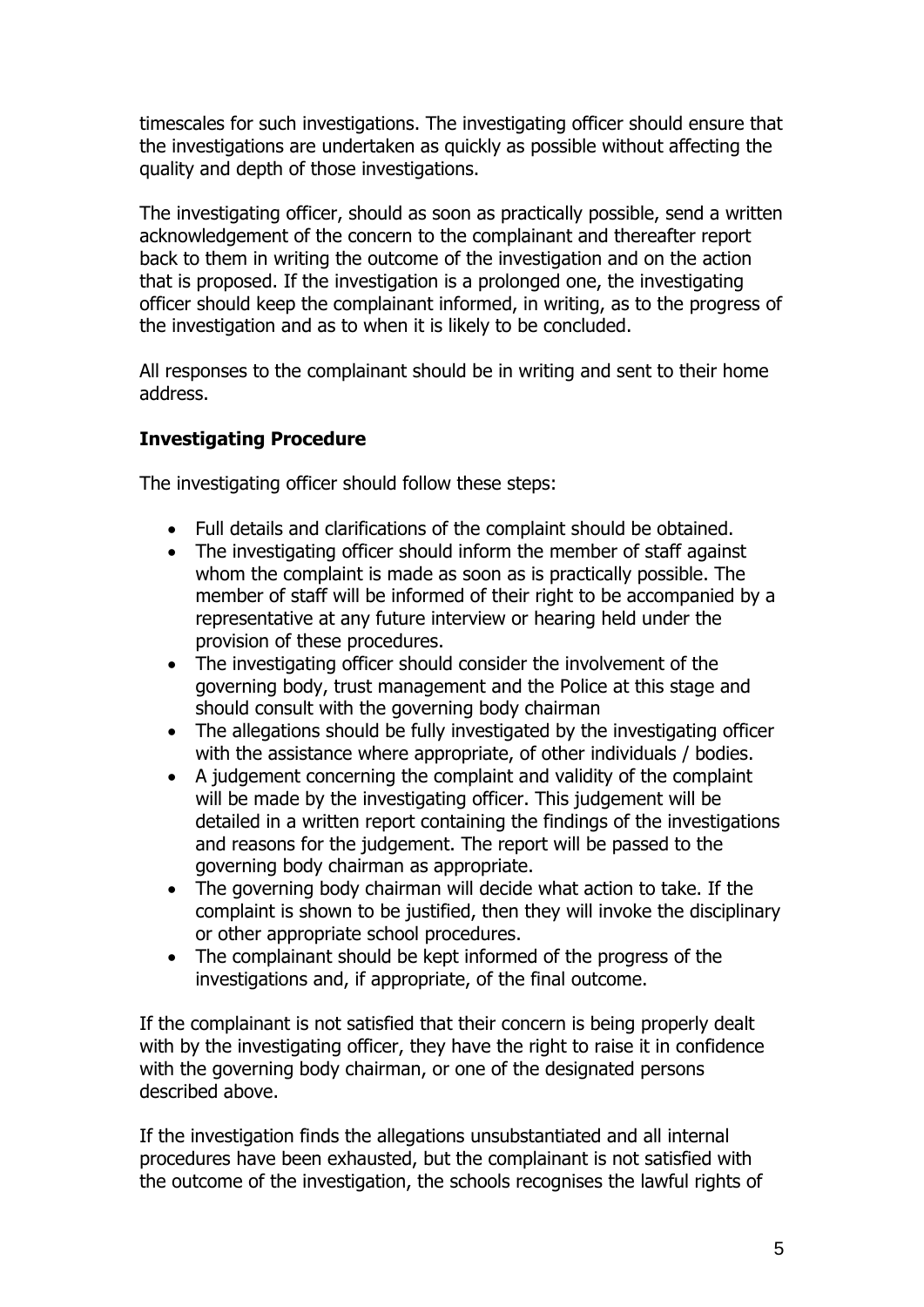timescales for such investigations. The investigating officer should ensure that the investigations are undertaken as quickly as possible without affecting the quality and depth of those investigations.

The investigating officer, should as soon as practically possible, send a written acknowledgement of the concern to the complainant and thereafter report back to them in writing the outcome of the investigation and on the action that is proposed. If the investigation is a prolonged one, the investigating officer should keep the complainant informed, in writing, as to the progress of the investigation and as to when it is likely to be concluded.

All responses to the complainant should be in writing and sent to their home address.

**Investigating Procedure**

The investigating officer should follow these steps:

- Full details and clarifications of the complaint should be obtained.
- The investigating officer should inform the member of staff against whom the complaint is made as soon as is practically possible. The member of staff will be informed of their right to be accompanied by a representative at any future interview or hearing held under the provision of these procedures.
- The investigating officer should consider the involvement of the governing body, trust management and the Police at this stage and should consult with the governing body chairman
- The allegations should be fully investigated by the investigating officer with the assistance where appropriate, of other individuals / bodies.
- A judgement concerning the complaint and validity of the complaint will be made by the investigating officer. This judgement will be detailed in a written report containing the findings of the investigations and reasons for the judgement. The report will be passed to the governing body chairman as appropriate.
- The governing body chairman will decide what action to take. If the complaint is shown to be justified, then they will invoke the disciplinary or other appropriate school procedures.
- The complainant should be kept informed of the progress of the investigations and, if appropriate, of the final outcome.

If the complainant is not satisfied that their concern is being properly dealt with by the investigating officer, they have the right to raise it in confidence with the governing body chairman, or one of the designated persons described above.

If the investigation finds the allegations unsubstantiated and all internal procedures have been exhausted, but the complainant is not satisfied with the outcome of the investigation, the schools recognises the lawful rights of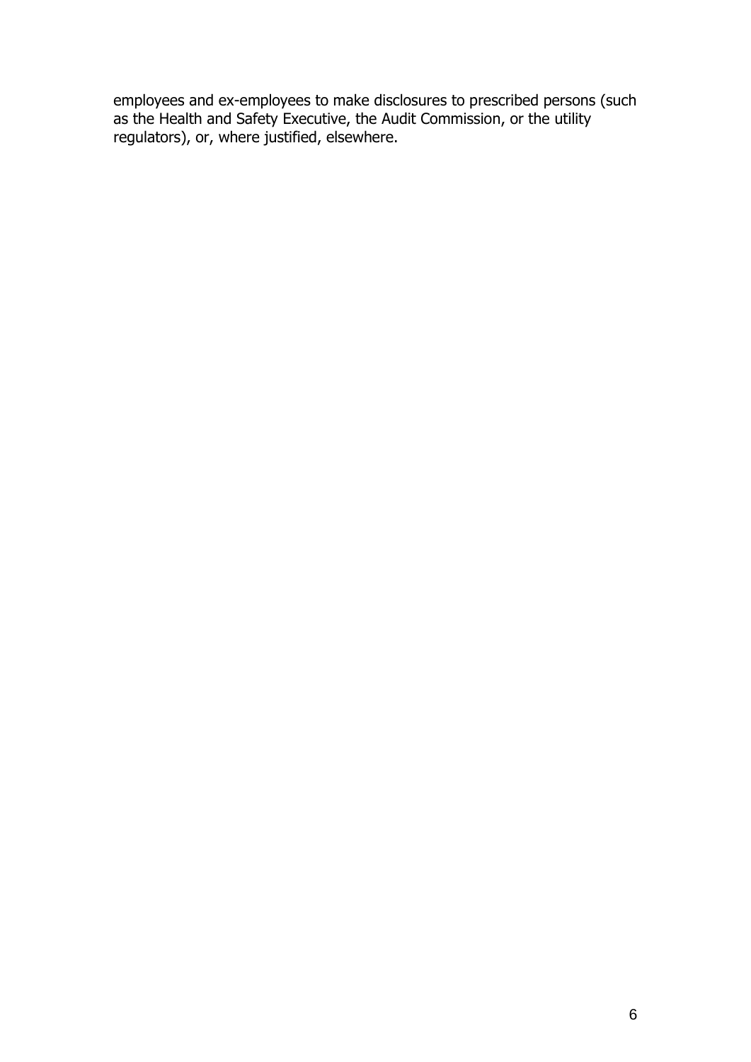employees and ex-employees to make disclosures to prescribed persons (such as the Health and Safety Executive, the Audit Commission, or the utility regulators), or, where justified, elsewhere.